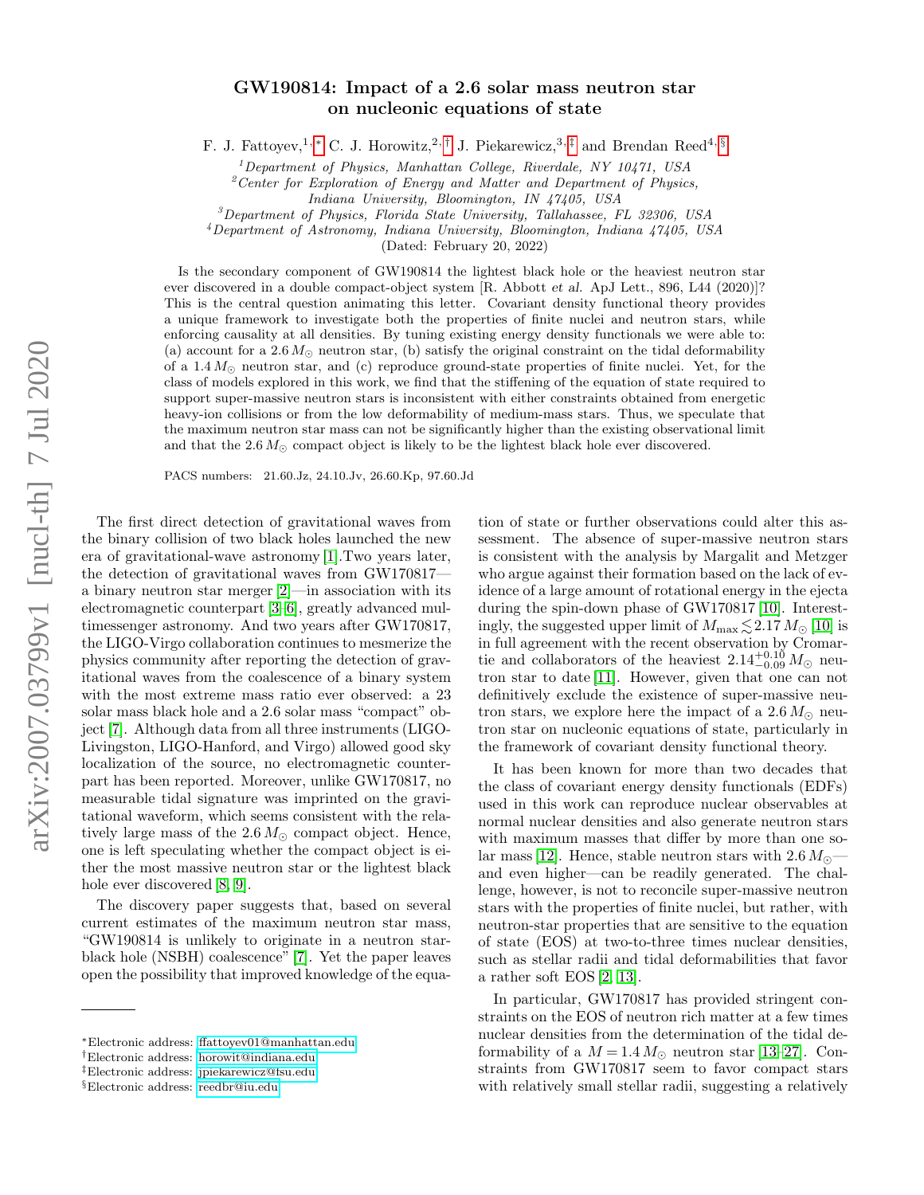# GW190814: Impact of a 2.6 solar mass neutron star on nucleonic equations of state

F. J. Fattoyev,[1,*] C. J. Horowitz,[2,†] J. Piekarewicz,[3,‡] and Brendan Reed[4,§]

[1]Department of Physics, Manhattan College, Riverdale, NY 10471, USA
[2]Center for Exploration of Energy and Matter and Department of Physics, Indiana University, Bloomington, IN 47405, USA
[3]Department of Physics, Florida State University, Tallahassee, FL 32306, USA
[4]Department of Astronomy, Indiana University, Bloomington, Indiana 47405, USA

(Dated: February 20, 2022)

Is the secondary component of GW190814 the lightest black hole or the heaviest neutron star ever discovered in a double compact-object system [R. Abbott *et al.* ApJ Lett., 896, L44 (2020)]? This is the central question animating this letter. Covariant density functional theory provides a unique framework to investigate both the properties of finite nuclei and neutron stars, while enforcing causality at all densities. By tuning existing energy density functionals we were able to: (a) account for a $2.6\,M_{\odot}$ neutron star, (b) satisfy the original constraint on the tidal deformability of a $1.4\,M_{\odot}$ neutron star, and (c) reproduce ground-state properties of finite nuclei. Yet, for the class of models explored in this work, we find that the stiffening of the equation of state required to support super-massive neutron stars is inconsistent with either constraints obtained from energetic heavy-ion collisions or from the low deformability of medium-mass stars. Thus, we speculate that the maximum neutron star mass can not be significantly higher than the existing observational limit and that the $2.6\,M_{\odot}$ compact object is likely to be the lightest black hole ever discovered.

PACS numbers: 21.60.Jz, 24.10.Jv, 26.60.Kp, 97.60.Jd

The first direct detection of gravitational waves from the binary collision of two black holes launched the new era of gravitational-wave astronomy [1].Two years later, the detection of gravitational waves from GW170817—a binary neutron star merger [2]—in association with its electromagnetic counterpart [3–6], greatly advanced multimessenger astronomy. And two years after GW170817, the LIGO-Virgo collaboration continues to mesmerize the physics community after reporting the detection of gravitational waves from the coalescence of a binary system with the most extreme mass ratio ever observed: a 23 solar mass black hole and a 2.6 solar mass "compact" object [7]. Although data from all three instruments (LIGO-Livingston, LIGO-Hanford, and Virgo) allowed good sky localization of the source, no electromagnetic counterpart has been reported. Moreover, unlike GW170817, no measurable tidal signature was imprinted on the gravitational waveform, which seems consistent with the relatively large mass of the $2.6\,M_{\odot}$ compact object. Hence, one is left speculating whether the compact object is either the most massive neutron star or the lightest black hole ever discovered [8, 9].

The discovery paper suggests that, based on several current estimates of the maximum neutron star mass, "GW190814 is unlikely to originate in a neutron star-black hole (NSBH) coalescence" [7]. Yet the paper leaves open the possibility that improved knowledge of the equation of state or further observations could alter this assessment. The absence of super-massive neutron stars is consistent with the analysis by Margalit and Metzger who argue against their formation based on the lack of evidence of a large amount of rotational energy in the ejecta during the spin-down phase of GW170817 [10]. Interestingly, the suggested upper limit of $M_{\rm max} \lesssim 2.17\,M_{\odot}$ [10] is in full agreement with the recent observation by Cromartie and collaborators of the heaviest $2.14^{+0.10}_{-0.09}\,M_{\odot}$ neutron star to date [11]. However, given that one can not definitively exclude the existence of super-massive neutron stars, we explore here the impact of a $2.6\,M_{\odot}$ neutron star on nucleonic equations of state, particularly in the framework of covariant density functional theory.

It has been known for more than two decades that the class of covariant energy density functionals (EDFs) used in this work can reproduce nuclear observables at normal nuclear densities and also generate neutron stars with maximum masses that differ by more than one solar mass [12]. Hence, stable neutron stars with $2.6\,M_{\odot}$—and even higher—can be readily generated. The challenge, however, is not to reconcile super-massive neutron stars with the properties of finite nuclei, but rather, with neutron-star properties that are sensitive to the equation of state (EOS) at two-to-three times nuclear densities, such as stellar radii and tidal deformabilities that favor a rather soft EOS [2, 13].

In particular, GW170817 has provided stringent constraints on the EOS of neutron rich matter at a few times nuclear densities from the determination of the tidal deformability of a $M = 1.4\,M_{\odot}$ neutron star [13–27]. Constraints from GW170817 seem to favor compact stars with relatively small stellar radii, suggesting a relatively

---

*Electronic address: ffattoyev01@manhattan.edu
†Electronic address: horowit@indiana.edu
‡Electronic address: jpiekarewicz@fsu.edu
§Electronic address: reedbr@iu.edu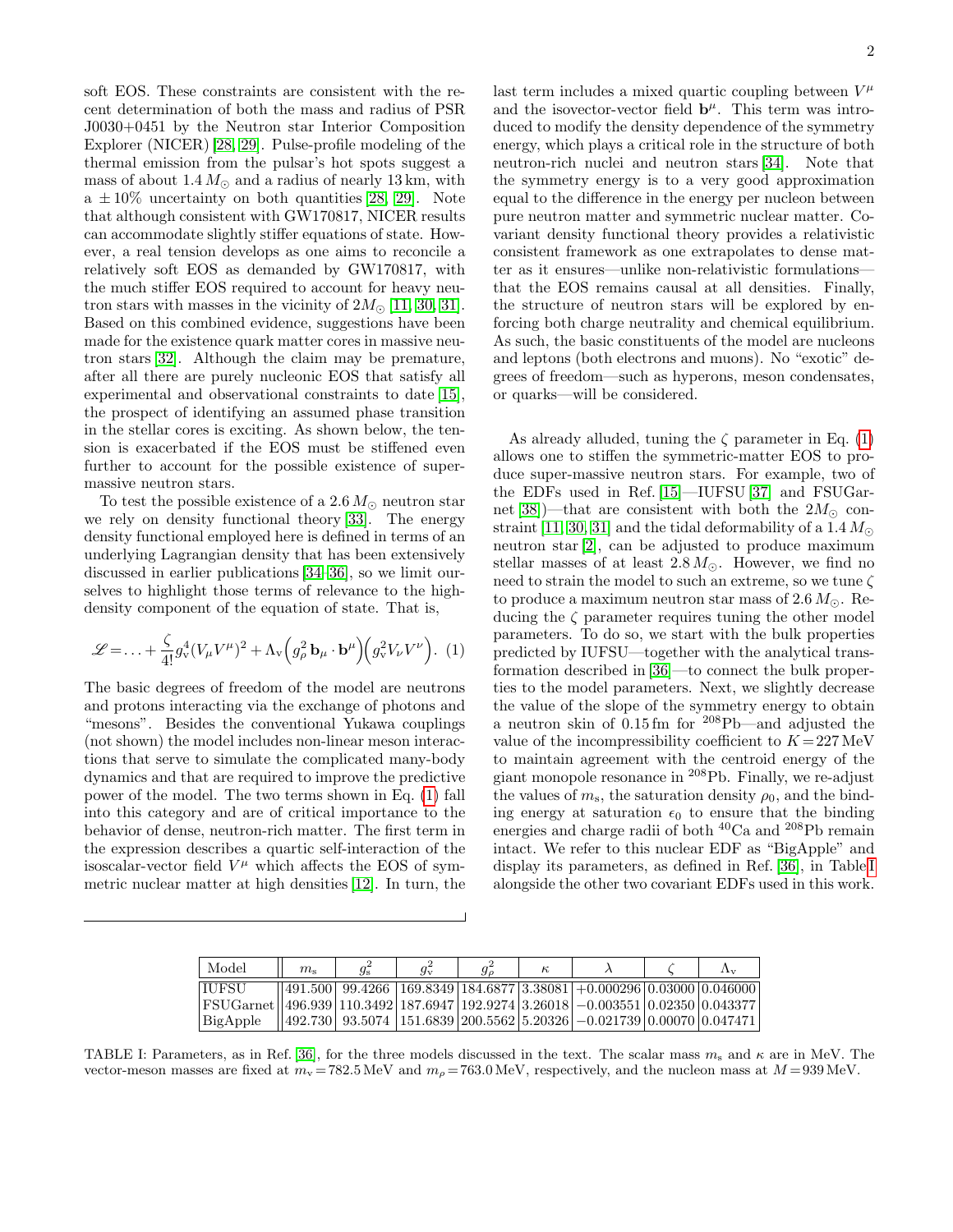soft EOS. These constraints are consistent with the recent determination of both the mass and radius of PSR J0030+0451 by the Neutron star Interior Composition Explorer (NICER) [28, 29]. Pulse-profile modeling of the thermal emission from the pulsar's hot spots suggest a mass of about $1.4\,M_{\odot}$ and a radius of nearly 13 km, with a $\pm 10\%$ uncertainty on both quantities [28, 29]. Note that although consistent with GW170817, NICER results can accommodate slightly stiffer equations of state. However, a real tension develops as one aims to reconcile a relatively soft EOS as demanded by GW170817, with the much stiffer EOS required to account for heavy neutron stars with masses in the vicinity of $2M_{\odot}$ [11, 30, 31]. Based on this combined evidence, suggestions have been made for the existence quark matter cores in massive neutron stars [32]. Although the claim may be premature, after all there are purely nucleonic EOS that satisfy all experimental and observational constraints to date [15], the prospect of identifying an assumed phase transition in the stellar cores is exciting. As shown below, the tension is exacerbated if the EOS must be stiffened even further to account for the possible existence of supermassive neutron stars.

To test the possible existence of a $2.6\,M_{\odot}$ neutron star we rely on density functional theory [33]. The energy density functional employed here is defined in terms of an underlying Lagrangian density that has been extensively discussed in earlier publications [34–36], so we limit ourselves to highlight those terms of relevance to the high-density component of the equation of state. That is,

$$\mathscr{L} = \ldots + \frac{\zeta}{4!} g_{\rm v}^4 (V_\mu V^\mu)^2 + \Lambda_{\rm v} \Big( g_\rho^2\, \mathbf{b}_\mu \cdot \mathbf{b}^\mu \Big) \Big( g_{\rm v}^2 V_\nu V^\nu \Big). \quad (1)$$

The basic degrees of freedom of the model are neutrons and protons interacting via the exchange of photons and "mesons". Besides the conventional Yukawa couplings (not shown) the model includes non-linear meson interactions that serve to simulate the complicated many-body dynamics and that are required to improve the predictive power of the model. The two terms shown in Eq. (1) fall into this category and are of critical importance to the behavior of dense, neutron-rich matter. The first term in the expression describes a quartic self-interaction of the isoscalar-vector field $V^\mu$ which affects the EOS of symmetric nuclear matter at high densities [12]. In turn, the last term includes a mixed quartic coupling between $V^\mu$ and the isovector-vector field $\mathbf{b}^\mu$. This term was introduced to modify the density dependence of the symmetry energy, which plays a critical role in the structure of both neutron-rich nuclei and neutron stars [34]. Note that the symmetry energy is to a very good approximation equal to the difference in the energy per nucleon between pure neutron matter and symmetric nuclear matter. Covariant density functional theory provides a relativistic consistent framework as one extrapolates to dense matter as it ensures—unlike non-relativistic formulations—that the EOS remains causal at all densities. Finally, the structure of neutron stars will be explored by enforcing both charge neutrality and chemical equilibrium. As such, the basic constituents of the model are nucleons and leptons (both electrons and muons). No "exotic" degrees of freedom—such as hyperons, meson condensates, or quarks—will be considered.

As already alluded, tuning the $\zeta$ parameter in Eq. (1) allows one to stiffen the symmetric-matter EOS to produce super-massive neutron stars. For example, two of the EDFs used in Ref. [15]—IUFSU [37] and FSUGarnet [38])—that are consistent with both the $2M_{\odot}$ constraint [11, 30, 31] and the tidal deformability of a $1.4\,M_{\odot}$ neutron star [2], can be adjusted to produce maximum stellar masses of at least $2.8\,M_{\odot}$. However, we find no need to strain the model to such an extreme, so we tune $\zeta$ to produce a maximum neutron star mass of $2.6\,M_{\odot}$. Reducing the $\zeta$ parameter requires tuning the other model parameters. To do so, we start with the bulk properties predicted by IUFSU—together with the analytical transformation described in [36]—to connect the bulk properties to the model parameters. Next, we slightly decrease the value of the slope of the symmetry energy to obtain a neutron skin of 0.15 fm for $^{208}$Pb—and adjusted the value of the incompressibility coefficient to $K = 227$ MeV to maintain agreement with the centroid energy of the giant monopole resonance in $^{208}$Pb. Finally, we re-adjust the values of $m_{\rm s}$, the saturation density $\rho_0$, and the binding energy at saturation $\epsilon_0$ to ensure that the binding energies and charge radii of both $^{40}$Ca and $^{208}$Pb remain intact. We refer to this nuclear EDF as "BigApple" and display its parameters, as defined in Ref. [36], in Table I alongside the other two covariant EDFs used in this work.

| Model | $m_{\rm s}$ | $g_{\rm s}^2$ | $g_{\rm v}^2$ | $g_\rho^2$ | $\kappa$ | $\lambda$ | $\zeta$ | $\Lambda_{\rm v}$ |
|---|---|---|---|---|---|---|---|---|
| IUFSU | 491.500 | 99.4266 | 169.8349 | 184.6877 | 3.38081 | +0.000296 | 0.03000 | 0.046000 |
| FSUGarnet | 496.939 | 110.3492 | 187.6947 | 192.9274 | 3.26018 | −0.003551 | 0.02350 | 0.043377 |
| BigApple | 492.730 | 93.5074 | 151.6839 | 200.5562 | 5.20326 | −0.021739 | 0.00070 | 0.047471 |

TABLE I: Parameters, as in Ref. [36], for the three models discussed in the text. The scalar mass $m_{\rm s}$ and $\kappa$ are in MeV. The vector-meson masses are fixed at $m_{\rm v} = 782.5$ MeV and $m_\rho = 763.0$ MeV, respectively, and the nucleon mass at $M = 939$ MeV.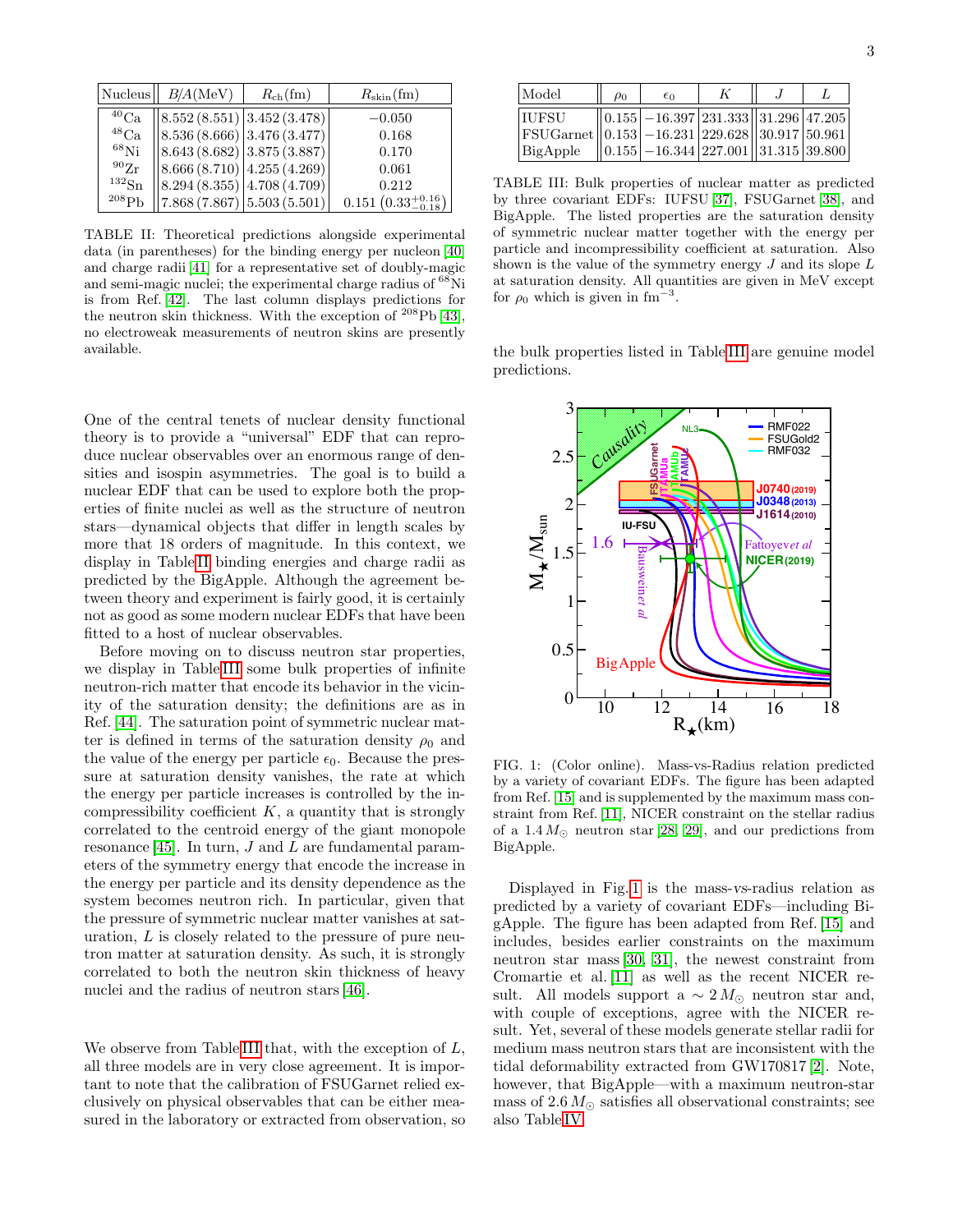| Nucleus | $B/A$(MeV) | $R_{\rm ch}$(fm) | $R_{\rm skin}$(fm) |
|---|---|---|---|
| $^{40}$Ca | 8.552 (8.551) | 3.452 (3.478) | −0.050 |
| $^{48}$Ca | 8.536 (8.666) | 3.476 (3.477) | 0.168 |
| $^{68}$Ni | 8.643 (8.682) | 3.875 (3.887) | 0.170 |
| $^{90}$Zr | 8.666 (8.710) | 4.255 (4.269) | 0.061 |
| $^{132}$Sn | 8.294 (8.355) | 4.708 (4.709) | 0.212 |
| $^{208}$Pb | 7.868 (7.867) | 5.503 (5.501) | 0.151 $(0.33^{+0.16}_{-0.18})$ |

TABLE II: Theoretical predictions alongside experimental data (in parentheses) for the binding energy per nucleon [40] and charge radii [41] for a representative set of doubly-magic and semi-magic nuclei; the experimental charge radius of $^{68}$Ni is from Ref. [42]. The last column displays predictions for the neutron skin thickness. With the exception of $^{208}$Pb [43], no electroweak measurements of neutron skins are presently available.

One of the central tenets of nuclear density functional theory is to provide a "universal" EDF that can reproduce nuclear observables over an enormous range of densities and isospin asymmetries. The goal is to build a nuclear EDF that can be used to explore both the properties of finite nuclei as well as the structure of neutron stars—dynamical objects that differ in length scales by more that 18 orders of magnitude. In this context, we display in Table II binding energies and charge radii as predicted by the BigApple. Although the agreement between theory and experiment is fairly good, it is certainly not as good as some modern nuclear EDFs that have been fitted to a host of nuclear observables.

Before moving on to discuss neutron star properties, we display in Table III some bulk properties of infinite neutron-rich matter that encode its behavior in the vicinity of the saturation density; the definitions are as in Ref. [44]. The saturation point of symmetric nuclear matter is defined in terms of the saturation density $\rho_0$ and the value of the energy per particle $\epsilon_0$. Because the pressure at saturation density vanishes, the rate at which the energy per particle increases is controlled by the incompressibility coefficient $K$, a quantity that is strongly correlated to the centroid energy of the giant monopole resonance [45]. In turn, $J$ and $L$ are fundamental parameters of the symmetry energy that encode the increase in the energy per particle and its density dependence as the system becomes neutron rich. In particular, given that the pressure of symmetric nuclear matter vanishes at saturation, $L$ is closely related to the pressure of pure neutron matter at saturation density. As such, it is strongly correlated to both the neutron skin thickness of heavy nuclei and the radius of neutron stars [46].

We observe from Table III that, with the exception of $L$, all three models are in very close agreement. It is important to note that the calibration of FSUGarnet relied exclusively on physical observables that can be either measured in the laboratory or extracted from observation, so

| Model | $\rho_0$ | $\epsilon_0$ | $K$ | $J$ | $L$ |
|---|---|---|---|---|---|
| IUFSU | 0.155 | −16.397 | 231.333 | 31.296 | 47.205 |
| FSUGarnet | 0.153 | −16.231 | 229.628 | 30.917 | 50.961 |
| BigApple | 0.155 | −16.344 | 227.001 | 31.315 | 39.800 |

TABLE III: Bulk properties of nuclear matter as predicted by three covariant EDFs: IUFSU [37], FSUGarnet [38], and BigApple. The listed properties are the saturation density of symmetric nuclear matter together with the energy per particle and incompressibility coefficient at saturation. Also shown is the value of the symmetry energy $J$ and its slope $L$ at saturation density. All quantities are given in MeV except for $\rho_0$ which is given in fm$^{-3}$.

the bulk properties listed in Table III are genuine model predictions.

FIG. 1: (Color online). Mass-vs-Radius relation predicted by a variety of covariant EDFs. The figure has been adapted from Ref. [15] and is supplemented by the maximum mass constraint from Ref. [11], NICER constraint on the stellar radius of a $1.4\,M_\odot$ neutron star [28, 29], and our predictions from BigApple.

Displayed in Fig. 1 is the mass-*vs*-radius relation as predicted by a variety of covariant EDFs—including BigApple. The figure has been adapted from Ref. [15] and includes, besides earlier constraints on the maximum neutron star mass [30, 31], the newest constraint from Cromartie et al. [11] as well as the recent NICER result. All models support a $\sim 2\,M_\odot$ neutron star and, with couple of exceptions, agree with the NICER result. Yet, several of these models generate stellar radii for medium mass neutron stars that are inconsistent with the tidal deformability extracted from GW170817 [2]. Note, however, that BigApple—with a maximum neutron-star mass of $2.6\,M_\odot$ satisfies all observational constraints; see also Table IV.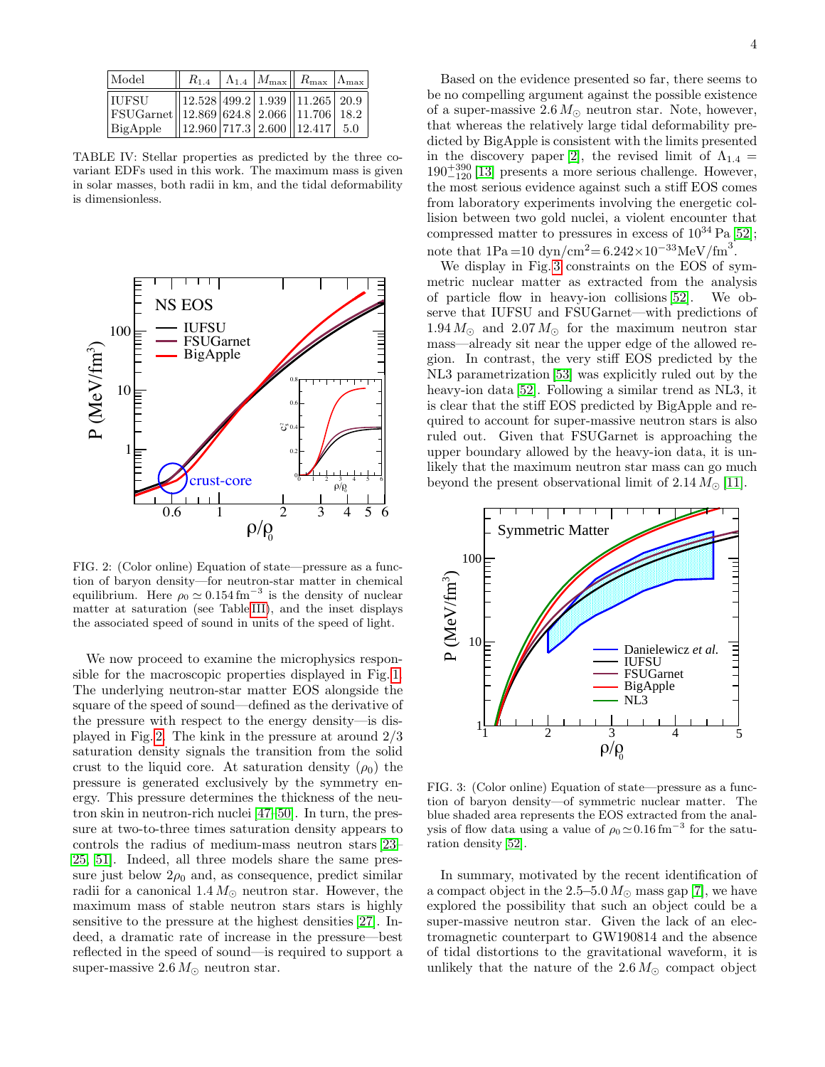| Model | $R_{1.4}$ | $\Lambda_{1.4}$ | $M_{\rm max}$ | $R_{\rm max}$ | $\Lambda_{\rm max}$ |
|---|---|---|---|---|---|
| IUFSU | 12.528 | 499.2 | 1.939 | 11.265 | 20.9 |
| FSUGarnet | 12.869 | 624.8 | 2.066 | 11.706 | 18.2 |
| BigApple | 12.960 | 717.3 | 2.600 | 12.417 | 5.0 |

TABLE IV: Stellar properties as predicted by the three covariant EDFs used in this work. The maximum mass is given in solar masses, both radii in km, and the tidal deformability is dimensionless.

FIG. 2: (Color online) Equation of state—pressure as a function of baryon density—for neutron-star matter in chemical equilibrium. Here $\rho_0 \simeq 0.154\,{\rm fm}^{-3}$ is the density of nuclear matter at saturation (see Table III), and the inset displays the associated speed of sound in units of the speed of light.

We now proceed to examine the microphysics responsible for the macroscopic properties displayed in Fig. 1. The underlying neutron-star matter EOS alongside the square of the speed of sound—defined as the derivative of the pressure with respect to the energy density—is displayed in Fig. 2. The kink in the pressure at around 2/3 saturation density signals the transition from the solid crust to the liquid core. At saturation density ($\rho_0$) the pressure is generated exclusively by the symmetry energy. This pressure determines the thickness of the neutron skin in neutron-rich nuclei [47–50]. In turn, the pressure at two-to-three times saturation density appears to controls the radius of medium-mass neutron stars [23–25, 51]. Indeed, all three models share the same pressure just below $2\rho_0$ and, as consequence, predict similar radii for a canonical $1.4\,M_\odot$ neutron star. However, the maximum mass of stable neutron stars stars is highly sensitive to the pressure at the highest densities [27]. Indeed, a dramatic rate of increase in the pressure—best reflected in the speed of sound—is required to support a super-massive $2.6\,M_\odot$ neutron star.

Based on the evidence presented so far, there seems to be no compelling argument against the possible existence of a super-massive $2.6\,M_\odot$ neutron star. Note, however, that whereas the relatively large tidal deformability predicted by BigApple is consistent with the limits presented in the discovery paper [2], the revised limit of $\Lambda_{1.4} = 190^{+390}_{-120}$ [13] presents a more serious challenge. However, the most serious evidence against such a stiff EOS comes from laboratory experiments involving the energetic collision between two gold nuclei, a violent encounter that compressed matter to pressures in excess of $10^{34}$ Pa [52]; note that $1{\rm Pa} = 10\ {\rm dyn/cm}^2 = 6.242\times 10^{-33}{\rm MeV/fm}^3$.

We display in Fig. 3 constraints on the EOS of symmetric nuclear matter as extracted from the analysis of particle flow in heavy-ion collisions [52]. We observe that IUFSU and FSUGarnet—with predictions of $1.94\,M_\odot$ and $2.07\,M_\odot$ for the maximum neutron star mass—already sit near the upper edge of the allowed region. In contrast, the very stiff EOS predicted by the NL3 parametrization [53] was explicitly ruled out by the heavy-ion data [52]. Following a similar trend as NL3, it is clear that the stiff EOS predicted by BigApple and required to account for super-massive neutron stars is also ruled out. Given that FSUGarnet is approaching the upper boundary allowed by the heavy-ion data, it is unlikely that the maximum neutron star mass can go much beyond the present observational limit of $2.14\,M_\odot$ [11].

FIG. 3: (Color online) Equation of state—pressure as a function of baryon density—of symmetric nuclear matter. The blue shaded area represents the EOS extracted from the analysis of flow data using a value of $\rho_0 \simeq 0.16\,{\rm fm}^{-3}$ for the saturation density [52].

In summary, motivated by the recent identification of a compact object in the 2.5–5.0 $M_\odot$ mass gap [7], we have explored the possibility that such an object could be a super-massive neutron star. Given the lack of an electromagnetic counterpart to GW190814 and the absence of tidal distortions to the gravitational waveform, it is unlikely that the nature of the $2.6\,M_\odot$ compact object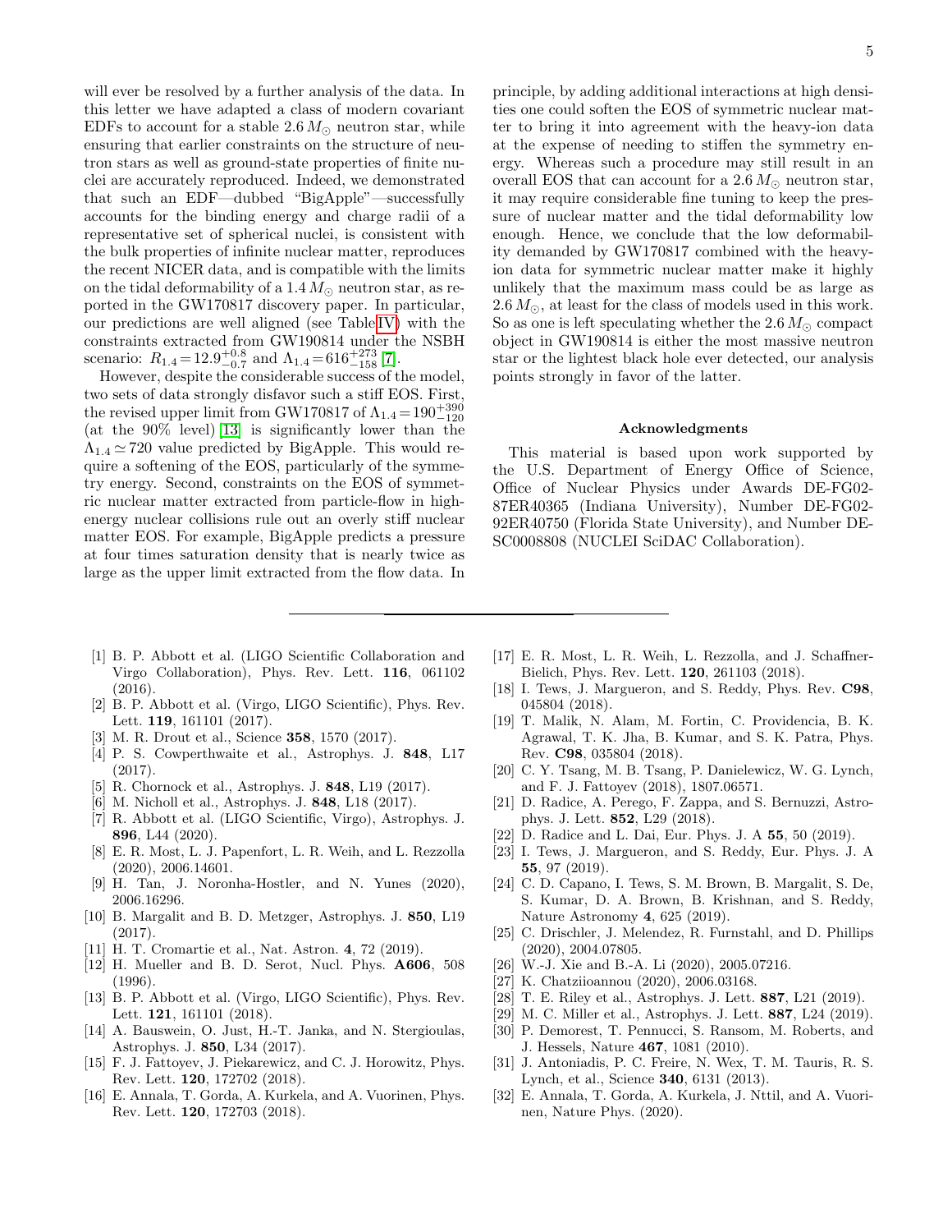will ever be resolved by a further analysis of the data. In this letter we have adapted a class of modern covariant EDFs to account for a stable $2.6\,M_{\odot}$ neutron star, while ensuring that earlier constraints on the structure of neutron stars as well as ground-state properties of finite nuclei are accurately reproduced. Indeed, we demonstrated that such an EDF—dubbed "BigApple"—successfully accounts for the binding energy and charge radii of a representative set of spherical nuclei, is consistent with the bulk properties of infinite nuclear matter, reproduces the recent NICER data, and is compatible with the limits on the tidal deformability of a $1.4\,M_{\odot}$ neutron star, as reported in the GW170817 discovery paper. In particular, our predictions are well aligned (see Table IV) with the constraints extracted from GW190814 under the NSBH scenario: $R_{1.4}\!=\!12.9^{+0.8}_{-0.7}$ and $\Lambda_{1.4}\!=\!616^{+273}_{-158}$ [7].

However, despite the considerable success of the model, two sets of data strongly disfavor such a stiff EOS. First, the revised upper limit from GW170817 of $\Lambda_{1.4}\!=\!190^{+390}_{-120}$ (at the 90% level) [13] is significantly lower than the $\Lambda_{1.4}\!\simeq\!720$ value predicted by BigApple. This would require a softening of the EOS, particularly of the symmetry energy. Second, constraints on the EOS of symmetric nuclear matter extracted from particle-flow in high-energy nuclear collisions rule out an overly stiff nuclear matter EOS. For example, BigApple predicts a pressure at four times saturation density that is nearly twice as large as the upper limit extracted from the flow data. In principle, by adding additional interactions at high densities one could soften the EOS of symmetric nuclear matter to bring it into agreement with the heavy-ion data at the expense of needing to stiffen the symmetry energy. Whereas such a procedure may still result in an overall EOS that can account for a $2.6\,M_{\odot}$ neutron star, it may require considerable fine tuning to keep the pressure of nuclear matter and the tidal deformability low enough. Hence, we conclude that the low deformability demanded by GW170817 combined with the heavy-ion data for symmetric nuclear matter make it highly unlikely that the maximum mass could be as large as $2.6\,M_{\odot}$, at least for the class of models used in this work. So as one is left speculating whether the $2.6\,M_{\odot}$ compact object in GW190814 is either the most massive neutron star or the lightest black hole ever detected, our analysis points strongly in favor of the latter.

### Acknowledgments

This material is based upon work supported by the U.S. Department of Energy Office of Science, Office of Nuclear Physics under Awards DE-FG02-87ER40365 (Indiana University), Number DE-FG02-92ER40750 (Florida State University), and Number DE-SC0008808 (NUCLEI SciDAC Collaboration).

---

[1] B. P. Abbott et al. (LIGO Scientific Collaboration and Virgo Collaboration), Phys. Rev. Lett. **116**, 061102 (2016).

[2] B. P. Abbott et al. (Virgo, LIGO Scientific), Phys. Rev. Lett. **119**, 161101 (2017).

[3] M. R. Drout et al., Science **358**, 1570 (2017).

[4] P. S. Cowperthwaite et al., Astrophys. J. **848**, L17 (2017).

[5] R. Chornock et al., Astrophys. J. **848**, L19 (2017).

[6] M. Nicholl et al., Astrophys. J. **848**, L18 (2017).

[7] R. Abbott et al. (LIGO Scientific, Virgo), Astrophys. J. **896**, L44 (2020).

[8] E. R. Most, L. J. Papenfort, L. R. Weih, and L. Rezzolla (2020), 2006.14601.

[9] H. Tan, J. Noronha-Hostler, and N. Yunes (2020), 2006.16296.

[10] B. Margalit and B. D. Metzger, Astrophys. J. **850**, L19 (2017).

[11] H. T. Cromartie et al., Nat. Astron. **4**, 72 (2019).

[12] H. Mueller and B. D. Serot, Nucl. Phys. **A606**, 508 (1996).

[13] B. P. Abbott et al. (Virgo, LIGO Scientific), Phys. Rev. Lett. **121**, 161101 (2018).

[14] A. Bauswein, O. Just, H.-T. Janka, and N. Stergioulas, Astrophys. J. **850**, L34 (2017).

[15] F. J. Fattoyev, J. Piekarewicz, and C. J. Horowitz, Phys. Rev. Lett. **120**, 172702 (2018).

[16] E. Annala, T. Gorda, A. Kurkela, and A. Vuorinen, Phys. Rev. Lett. **120**, 172703 (2018).

[17] E. R. Most, L. R. Weih, L. Rezzolla, and J. Schaffner-Bielich, Phys. Rev. Lett. **120**, 261103 (2018).

[18] I. Tews, J. Margueron, and S. Reddy, Phys. Rev. **C98**, 045804 (2018).

[19] T. Malik, N. Alam, M. Fortin, C. Providencia, B. K. Agrawal, T. K. Jha, B. Kumar, and S. K. Patra, Phys. Rev. **C98**, 035804 (2018).

[20] C. Y. Tsang, M. B. Tsang, P. Danielewicz, W. G. Lynch, and F. J. Fattoyev (2018), 1807.06571.

[21] D. Radice, A. Perego, F. Zappa, and S. Bernuzzi, Astrophys. J. Lett. **852**, L29 (2018).

[22] D. Radice and L. Dai, Eur. Phys. J. A **55**, 50 (2019).

[23] I. Tews, J. Margueron, and S. Reddy, Eur. Phys. J. A **55**, 97 (2019).

[24] C. D. Capano, I. Tews, S. M. Brown, B. Margalit, S. De, S. Kumar, D. A. Brown, B. Krishnan, and S. Reddy, Nature Astronomy **4**, 625 (2019).

[25] C. Drischler, J. Melendez, R. Furnstahl, and D. Phillips (2020), 2004.07805.

[26] W.-J. Xie and B.-A. Li (2020), 2005.07216.

[27] K. Chatziioannou (2020), 2006.03168.

[28] T. E. Riley et al., Astrophys. J. Lett. **887**, L21 (2019).

[29] M. C. Miller et al., Astrophys. J. Lett. **887**, L24 (2019).

[30] P. Demorest, T. Pennucci, S. Ransom, M. Roberts, and J. Hessels, Nature **467**, 1081 (2010).

[31] J. Antoniadis, P. C. Freire, N. Wex, T. M. Tauris, R. S. Lynch, et al., Science **340**, 6131 (2013).

[32] E. Annala, T. Gorda, A. Kurkela, J. Nttil, and A. Vuorinen, Nature Phys. (2020).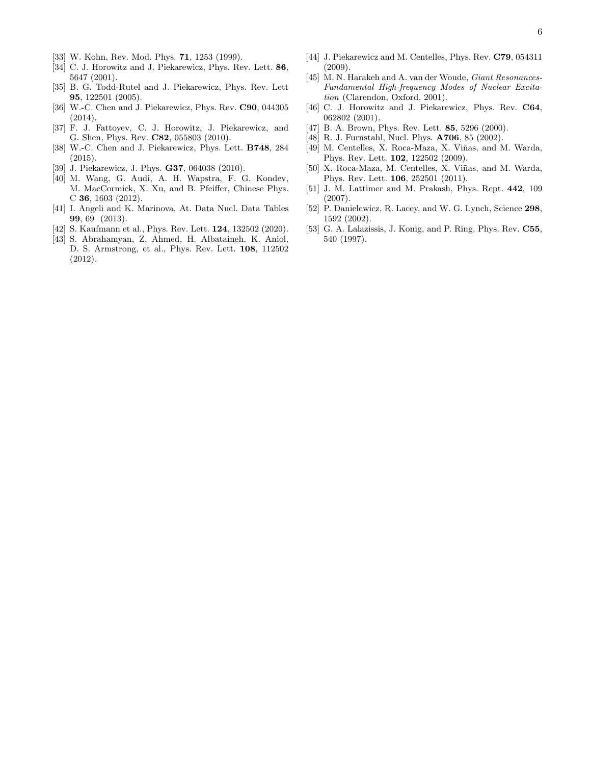[33] W. Kohn, Rev. Mod. Phys. **71**, 1253 (1999).

[34] C. J. Horowitz and J. Piekarewicz, Phys. Rev. Lett. **86**, 5647 (2001).

[35] B. G. Todd-Rutel and J. Piekarewicz, Phys. Rev. Lett **95**, 122501 (2005).

[36] W.-C. Chen and J. Piekarewicz, Phys. Rev. **C90**, 044305 (2014).

[37] F. J. Fattoyev, C. J. Horowitz, J. Piekarewicz, and G. Shen, Phys. Rev. **C82**, 055803 (2010).

[38] W.-C. Chen and J. Piekarewicz, Phys. Lett. **B748**, 284 (2015).

[39] J. Piekarewicz, J. Phys. **G37**, 064038 (2010).

[40] M. Wang, G. Audi, A. H. Wapstra, F. G. Kondev, M. MacCormick, X. Xu, and B. Pfeiffer, Chinese Phys. C **36**, 1603 (2012).

[41] I. Angeli and K. Marinova, At. Data Nucl. Data Tables **99**, 69 (2013).

[42] S. Kaufmann et al., Phys. Rev. Lett. **124**, 132502 (2020).

[43] S. Abrahamyan, Z. Ahmed, H. Albataineh, K. Aniol, D. S. Armstrong, et al., Phys. Rev. Lett. **108**, 112502 (2012).

[44] J. Piekarewicz and M. Centelles, Phys. Rev. **C79**, 054311 (2009).

[45] M. N. Harakeh and A. van der Woude, *Giant Resonances-Fundamental High-frequency Modes of Nuclear Excitation* (Clarendon, Oxford, 2001).

[46] C. J. Horowitz and J. Piekarewicz, Phys. Rev. **C64**, 062802 (2001).

[47] B. A. Brown, Phys. Rev. Lett. **85**, 5296 (2000).

[48] R. J. Furnstahl, Nucl. Phys. **A706**, 85 (2002).

[49] M. Centelles, X. Roca-Maza, X. Viñas, and M. Warda, Phys. Rev. Lett. **102**, 122502 (2009).

[50] X. Roca-Maza, M. Centelles, X. Viñas, and M. Warda, Phys. Rev. Lett. **106**, 252501 (2011).

[51] J. M. Lattimer and M. Prakash, Phys. Rept. **442**, 109 (2007).

[52] P. Danielewicz, R. Lacey, and W. G. Lynch, Science **298**, 1592 (2002).

[53] G. A. Lalazissis, J. Konig, and P. Ring, Phys. Rev. **C55**, 540 (1997).